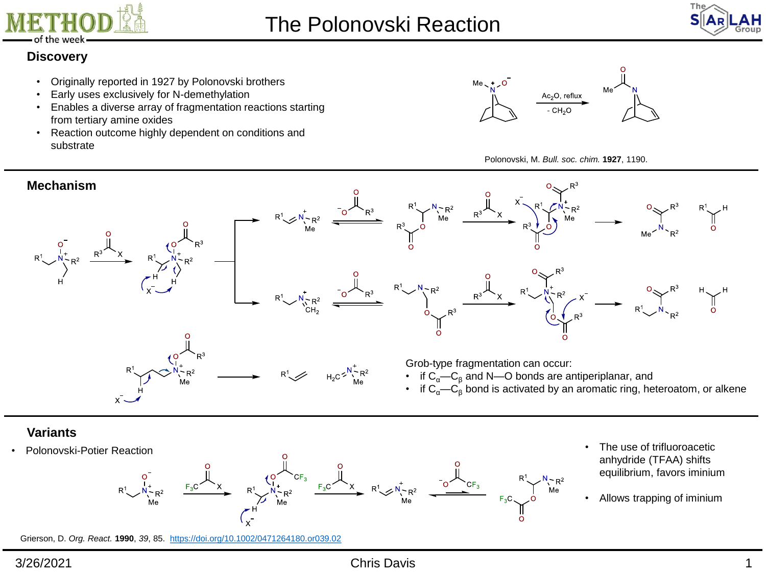# The Polonovski Reaction

## Discovery

- Originally reported in 1927 by Polonovski brothers
- Early uses exclusively for N-demethylation
- Enables a diverse array of fragmentation reactions starting from tertiary amine oxides
- Reaction outcome highly dependent on conditions and substrate

$Ac_2O$, reflux; $- CH_2O$

Polonovski, M. *Bull. soc. chim.* **1927**, 1190.

## Mechanism

Grob-type fragmentation can occur:

- if $C_\alpha$—$C_\beta$ and N—O bonds are antiperiplanar, and
- if $C_\alpha$—$C_\beta$ bond is activated by an aromatic ring, heteroatom, or alkene

## Variants

- Polonovski-Potier Reaction

- The use of trifluoroacetic anhydride (TFAA) shifts equilibrium, favors iminium
- Allows trapping of iminium

Grierson, D. *Org. React.* **1990**, *39*, 85. https://doi.org/10.1002/0471264180.or039.02

3/26/2021 Chris Davis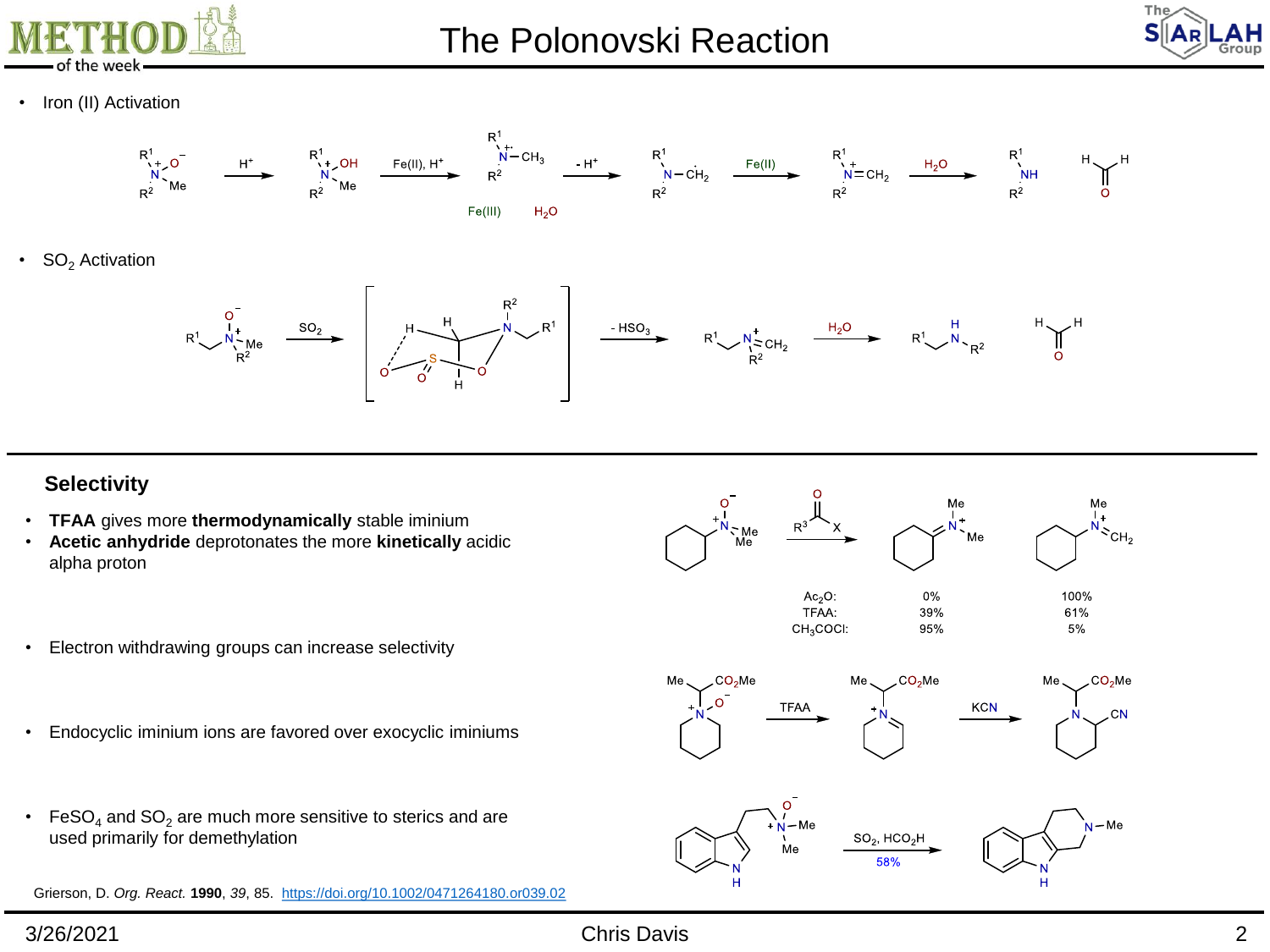# The Polonovski Reaction

- Iron (II) Activation

- $SO_2$ Activation

## Selectivity

- **TFAA** gives more **thermodynamically** stable iminium
- **Acetic anhydride** deprotonates the more **kinetically** acidic alpha proton

| | | |
|---|---|---|
| $Ac_2O$: | 0% | 100% |
| TFAA: | 39% | 61% |
| $CH_3COCl$: | 95% | 5% |

- Electron withdrawing groups can increase selectivity
- Endocyclic iminium ions are favored over exocyclic iminiums
- $FeSO_4$ and $SO_2$ are much more sensitive to sterics and are used primarily for demethylation

Grierson, D. *Org. React.* **1990**, *39*, 85. https://doi.org/10.1002/0471264180.or039.02

3/26/2021 Chris Davis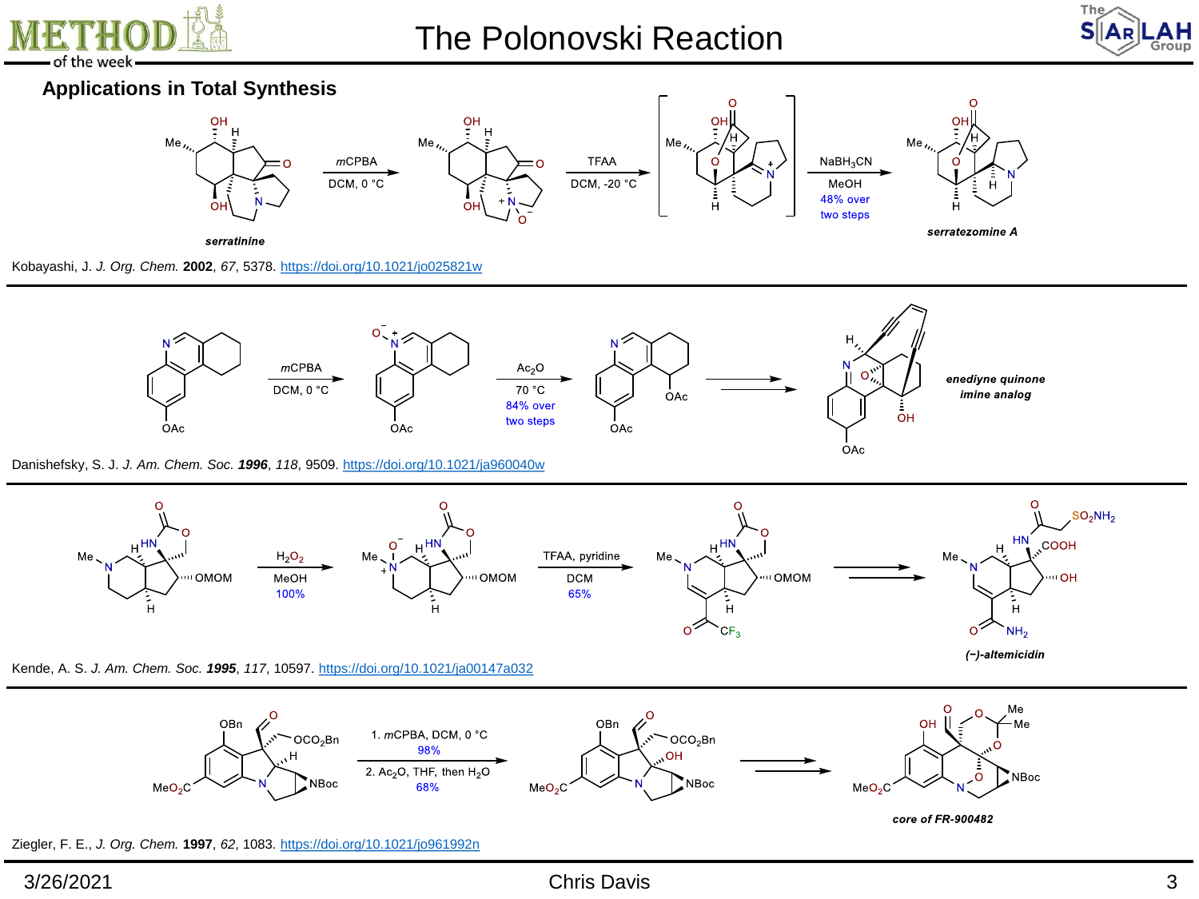# The Polonovski Reaction

## Applications in Total Synthesis

*serratinine* → mCPBA, DCM, 0 °C → TFAA, DCM, -20 °C → NaBH$_3$CN, MeOH, 48% over two steps → *serratezomine A*

Kobayashi, J. *J. Org. Chem.* **2002**, *67*, 5378. https://doi.org/10.1021/jo025821w

mCPBA, DCM, 0 °C → $Ac_2O$, 70 °C, 84% over two steps → → *enediyne quinone imine analog*

Danishefsky, S. J. *J. Am. Chem. Soc.* **1996**, *118*, 9509. https://doi.org/10.1021/ja960040w

$H_2O_2$, MeOH, 100% → TFAA, pyridine, DCM, 65% → → *(−)-altemicidin*

Kende, A. S. *J. Am. Chem. Soc.* **1995**, *117*, 10597. https://doi.org/10.1021/ja00147a032

1. mCPBA, DCM, 0 °C, 98%
2. $Ac_2O$, THF, then $H_2O$, 68%

→ → *core of FR-900482*

Ziegler, F. E., *J. Org. Chem.* **1997**, *62*, 1083. https://doi.org/10.1021/jo961992n

3/26/2021 Chris Davis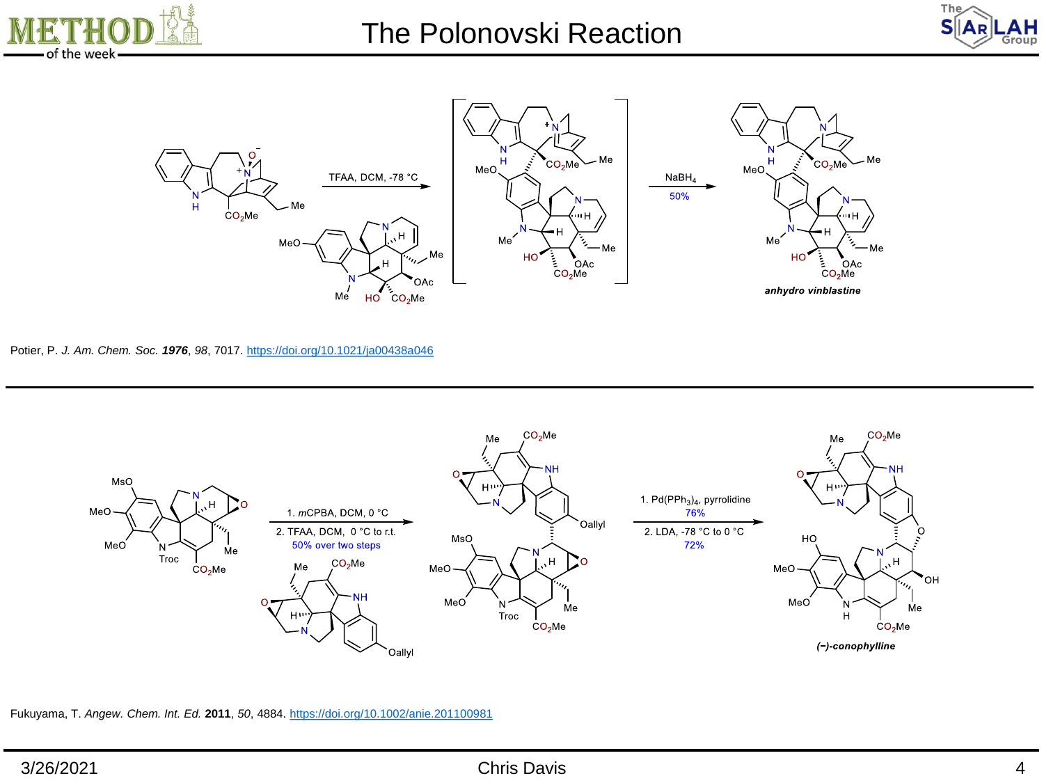# The Polonovski Reaction

TFAA, DCM, -78 °C

$NaBH_4$

50%

*anhydro vinblastine*

Potier, P. *J. Am. Chem. Soc.* **1976**, *98*, 7017. https://doi.org/10.1021/ja00438a046

1. *m*CPBA, DCM, 0 °C

2. TFAA, DCM, 0 °C to r.t.

50% over two steps

1. $Pd(PPh_3)_4$, pyrrolidine

76%

2. LDA, -78 °C to 0 °C

72%

*(−)-conophylline*

Fukuyama, T. *Angew. Chem. Int. Ed.* **2011**, *50*, 4884. https://doi.org/10.1002/anie.201100981